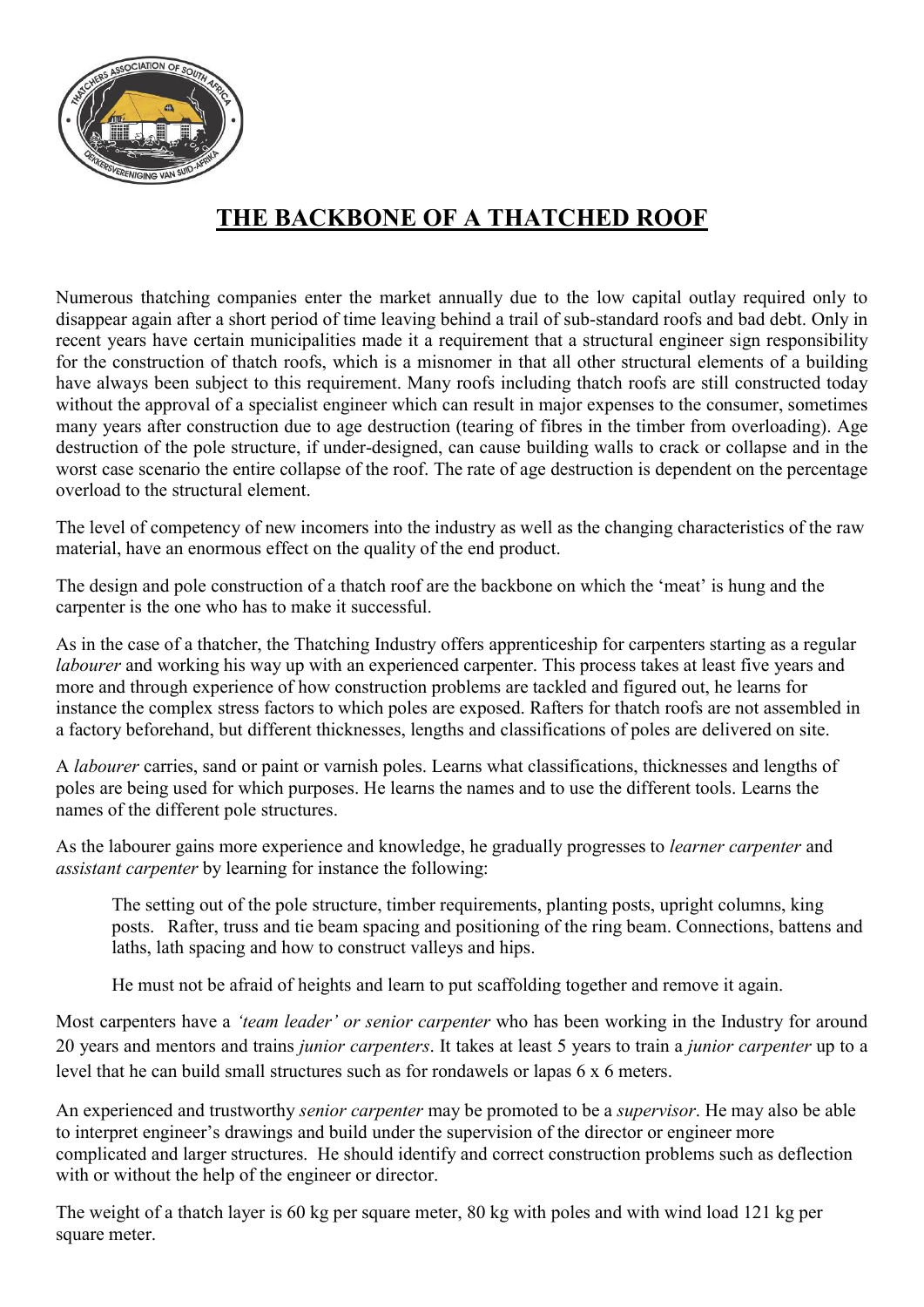# THE BACKBONE OF A THATCHED ROOF

Numerous thatching companies enter the market annually due to the low capital outlay required only to disappear again after a short period of time leaving behind a trail of sub-standard roofs and bad debt. Only in recent years have certain municipalities made it a requirement that a structural engineer sign responsibility for the construction of thatch roofs, which is a misnomer in that all other structural elements of a building have always been subject to this requirement. Many roofs including thatch roofs are still constructed today without the approval of a specialist engineer which can result in major expenses to the consumer, sometimes many years after construction due to age destruction (tearing of fibres in the timber from overloading). Age destruction of the pole structure, if under-designed, can cause building walls to crack or collapse and in the worst case scenario the entire collapse of the roof. The rate of age destruction is dependent on the percentage overload to the structural element.

The level of competency of new incomers into the industry as well as the changing characteristics of the raw material, have an enormous effect on the quality of the end product.

The design and pole construction of a thatch roof are the backbone on which the 'meat' is hung and the carpenter is the one who has to make it successful.

As in the case of a thatcher, the Thatching Industry offers apprenticeship for carpenters starting as a regular *labourer* and working his way up with an experienced carpenter. This process takes at least five years and more and through experience of how construction problems are tackled and figured out, he learns for instance the complex stress factors to which poles are exposed. Rafters for thatch roofs are not assembled in a factory beforehand, but different thicknesses, lengths and classifications of poles are delivered on site.

A *labourer* carries, sand or paint or varnish poles. Learns what classifications, thicknesses and lengths of poles are being used for which purposes. He learns the names and to use the different tools. Learns the names of the different pole structures.

As the labourer gains more experience and knowledge, he gradually progresses to *learner carpenter* and *assistant carpenter* by learning for instance the following:

> The setting out of the pole structure, timber requirements, planting posts, upright columns, king posts. Rafter, truss and tie beam spacing and positioning of the ring beam. Connections, battens and laths, lath spacing and how to construct valleys and hips.
>
> He must not be afraid of heights and learn to put scaffolding together and remove it again.

Most carpenters have a *'team leader' or senior carpenter* who has been working in the Industry for around 20 years and mentors and trains *junior carpenters*. It takes at least 5 years to train a *junior carpenter* up to a level that he can build small structures such as for rondawels or lapas 6 x 6 meters.

An experienced and trustworthy *senior carpenter* may be promoted to be a *supervisor*. He may also be able to interpret engineer's drawings and build under the supervision of the director or engineer more complicated and larger structures. He should identify and correct construction problems such as deflection with or without the help of the engineer or director.

The weight of a thatch layer is 60 kg per square meter, 80 kg with poles and with wind load 121 kg per square meter.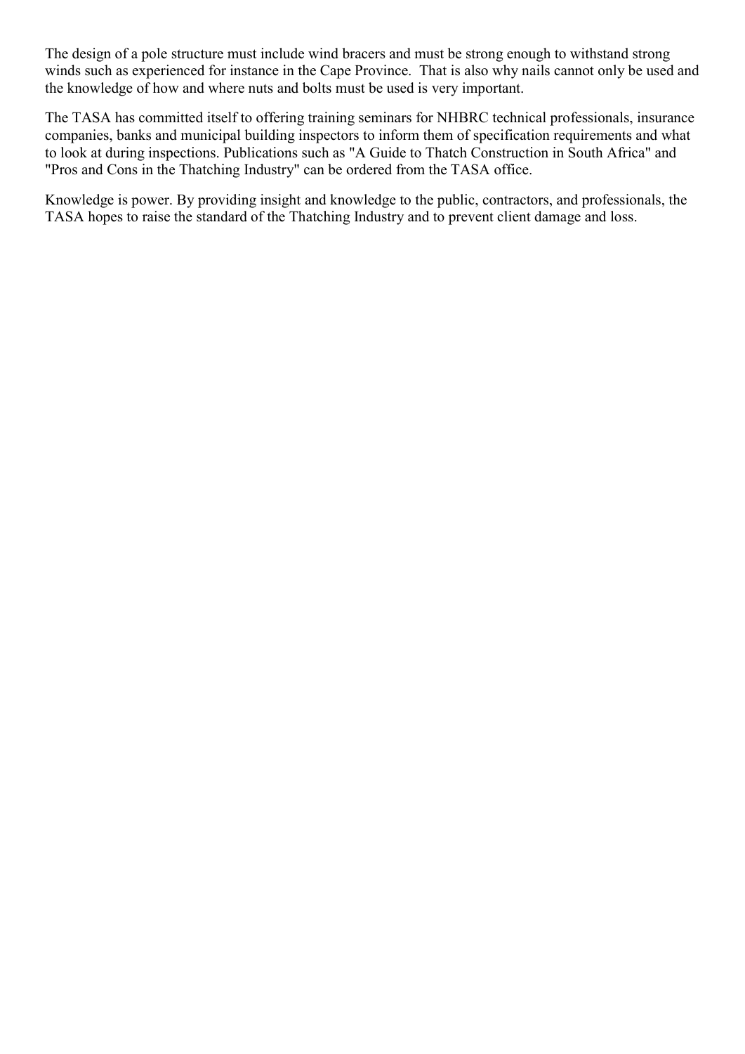The design of a pole structure must include wind bracers and must be strong enough to withstand strong winds such as experienced for instance in the Cape Province. That is also why nails cannot only be used and the knowledge of how and where nuts and bolts must be used is very important.

The TASA has committed itself to offering training seminars for NHBRC technical professionals, insurance companies, banks and municipal building inspectors to inform them of specification requirements and what to look at during inspections. Publications such as "A Guide to Thatch Construction in South Africa" and "Pros and Cons in the Thatching Industry" can be ordered from the TASA office.

Knowledge is power. By providing insight and knowledge to the public, contractors, and professionals, the TASA hopes to raise the standard of the Thatching Industry and to prevent client damage and loss.